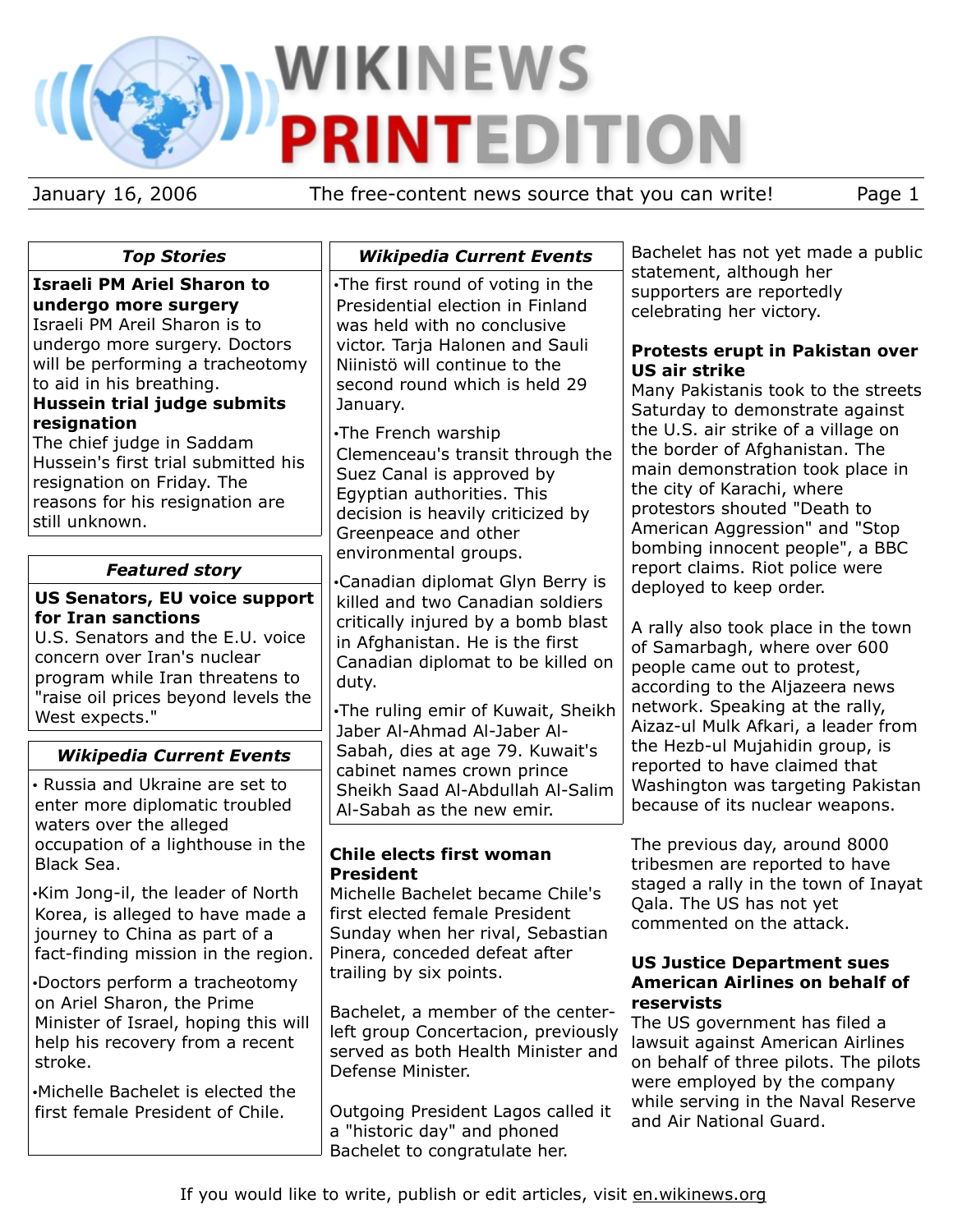# WIKINEWS PRINTEDITION

January 16, 2006 — The free-content news source that you can write!

## Top Stories

**Israeli PM Ariel Sharon to undergo more surgery**
Israeli PM Areil Sharon is to undergo more surgery. Doctors will be performing a tracheotomy to aid in his breathing.

**Hussein trial judge submits resignation**
The chief judge in Saddam Hussein's first trial submitted his resignation on Friday. The reasons for his resignation are still unknown.

## Featured story

**US Senators, EU voice support for Iran sanctions**
U.S. Senators and the E.U. voice concern over Iran's nuclear program while Iran threatens to "raise oil prices beyond levels the West expects."

## Wikipedia Current Events

- Russia and Ukraine are set to enter more diplomatic troubled waters over the alleged occupation of a lighthouse in the Black Sea.
- Kim Jong-il, the leader of North Korea, is alleged to have made a journey to China as part of a fact-finding mission in the region.
- Doctors perform a tracheotomy on Ariel Sharon, the Prime Minister of Israel, hoping this will help his recovery from a recent stroke.
- Michelle Bachelet is elected the first female President of Chile.

## Wikipedia Current Events

- The first round of voting in the Presidential election in Finland was held with no conclusive victor. Tarja Halonen and Sauli Niinistö will continue to the second round which is held 29 January.
- The French warship Clemenceau's transit through the Suez Canal is approved by Egyptian authorities. This decision is heavily criticized by Greenpeace and other environmental groups.
- Canadian diplomat Glyn Berry is killed and two Canadian soldiers critically injured by a bomb blast in Afghanistan. He is the first Canadian diplomat to be killed on duty.
- The ruling emir of Kuwait, Sheikh Jaber Al-Ahmad Al-Jaber Al-Sabah, dies at age 79. Kuwait's cabinet names crown prince Sheikh Saad Al-Abdullah Al-Salim Al-Sabah as the new emir.

### Chile elects first woman President

Michelle Bachelet became Chile's first elected female President Sunday when her rival, Sebastian Pinera, conceded defeat after trailing by six points.

Bachelet, a member of the center-left group Concertacion, previously served as both Health Minister and Defense Minister.

Outgoing President Lagos called it a "historic day" and phoned Bachelet to congratulate her.

Bachelet has not yet made a public statement, although her supporters are reportedly celebrating her victory.

### Protests erupt in Pakistan over US air strike

Many Pakistanis took to the streets Saturday to demonstrate against the U.S. air strike of a village on the border of Afghanistan. The main demonstration took place in the city of Karachi, where protestors shouted "Death to American Aggression" and "Stop bombing innocent people", a BBC report claims. Riot police were deployed to keep order.

A rally also took place in the town of Samarbagh, where over 600 people came out to protest, according to the Aljazeera news network. Speaking at the rally, Aizaz-ul Mulk Afkari, a leader from the Hezb-ul Mujahidin group, is reported to have claimed that Washington was targeting Pakistan because of its nuclear weapons.

The previous day, around 8000 tribesmen are reported to have staged a rally in the town of Inayat Qala. The US has not yet commented on the attack.

### US Justice Department sues American Airlines on behalf of reservists

The US government has filed a lawsuit against American Airlines on behalf of three pilots. The pilots were employed by the company while serving in the Naval Reserve and Air National Guard.

If you would like to write, publish or edit articles, visit en.wikinews.org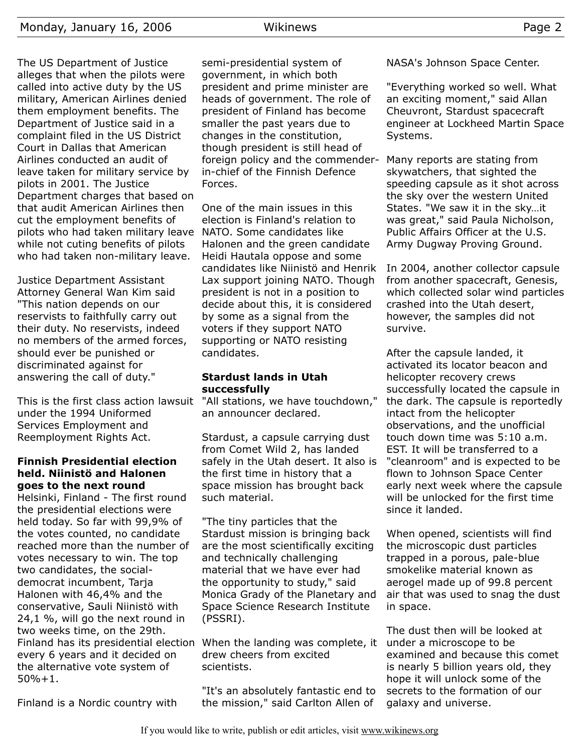The US Department of Justice alleges that when the pilots were called into active duty by the US military, American Airlines denied them employment benefits. The Department of Justice said in a complaint filed in the US District Court in Dallas that American Airlines conducted an audit of leave taken for military service by pilots in 2001. The Justice Department charges that based on that audit American Airlines then cut the employment benefits of pilots who had taken military leave while not cuting benefits of pilots who had taken non-military leave.

Justice Department Assistant Attorney General Wan Kim said "This nation depends on our reservists to faithfully carry out their duty. No reservists, indeed no members of the armed forces, should ever be punished or discriminated against for answering the call of duty."

This is the first class action lawsuit under the 1994 Uniformed Services Employment and Reemployment Rights Act.

### Finnish Presidential election held. Niinistö and Halonen goes to the next round

Helsinki, Finland - The first round the presidential elections were held today. So far with 99,9% of the votes counted, no candidate reached more than the number of votes necessary to win. The top two candidates, the social-democrat incumbent, Tarja Halonen with 46,4% and the conservative, Sauli Niinistö with 24,1 %, will go the next round in two weeks time, on the 29th. Finland has its presidential election every 6 years and it decided on the alternative vote system of 50%+1.

Finland is a Nordic country with semi-presidential system of government, in which both president and prime minister are heads of government. The role of president of Finland has become smaller the past years due to changes in the constitution, though president is still head of foreign policy and the commender-in-chief of the Finnish Defence Forces.

One of the main issues in this election is Finland's relation to NATO. Some candidates like Halonen and the green candidate Heidi Hautala oppose and some candidates like Niinistö and Henrik Lax support joining NATO. Though president is not in a position to decide about this, it is considered by some as a signal from the voters if they support NATO supporting or NATO resisting candidates.

### Stardust lands in Utah successfully

"All stations, we have touchdown," an announcer declared.

Stardust, a capsule carrying dust from Comet Wild 2, has landed safely in the Utah desert. It also is the first time in history that a space mission has brought back such material.

"The tiny particles that the Stardust mission is bringing back are the most scientifically exciting and technically challenging material that we have ever had the opportunity to study," said Monica Grady of the Planetary and Space Science Research Institute (PSSRI).

When the landing was complete, it drew cheers from excited scientists.

"It's an absolutely fantastic end to the mission," said Carlton Allen of NASA's Johnson Space Center.

"Everything worked so well. What an exciting moment," said Allan Cheuvront, Stardust spacecraft engineer at Lockheed Martin Space Systems.

Many reports are stating from skywatchers, that sighted the speeding capsule as it shot across the sky over the western United States. "We saw it in the sky…it was great," said Paula Nicholson, Public Affairs Officer at the U.S. Army Dugway Proving Ground.

In 2004, another collector capsule from another spacecraft, Genesis, which collected solar wind particles crashed into the Utah desert, however, the samples did not survive.

After the capsule landed, it activated its locator beacon and helicopter recovery crews successfully located the capsule in the dark. The capsule is reportedly intact from the helicopter observations, and the unofficial touch down time was 5:10 a.m. EST. It will be transferred to a "cleanroom" and is expected to be flown to Johnson Space Center early next week where the capsule will be unlocked for the first time since it landed.

When opened, scientists will find the microscopic dust particles trapped in a porous, pale-blue smokelike material known as aerogel made up of 99.8 percent air that was used to snag the dust in space.

The dust then will be looked at under a microscope to be examined and because this comet is nearly 5 billion years old, they hope it will unlock some of the secrets to the formation of our galaxy and universe.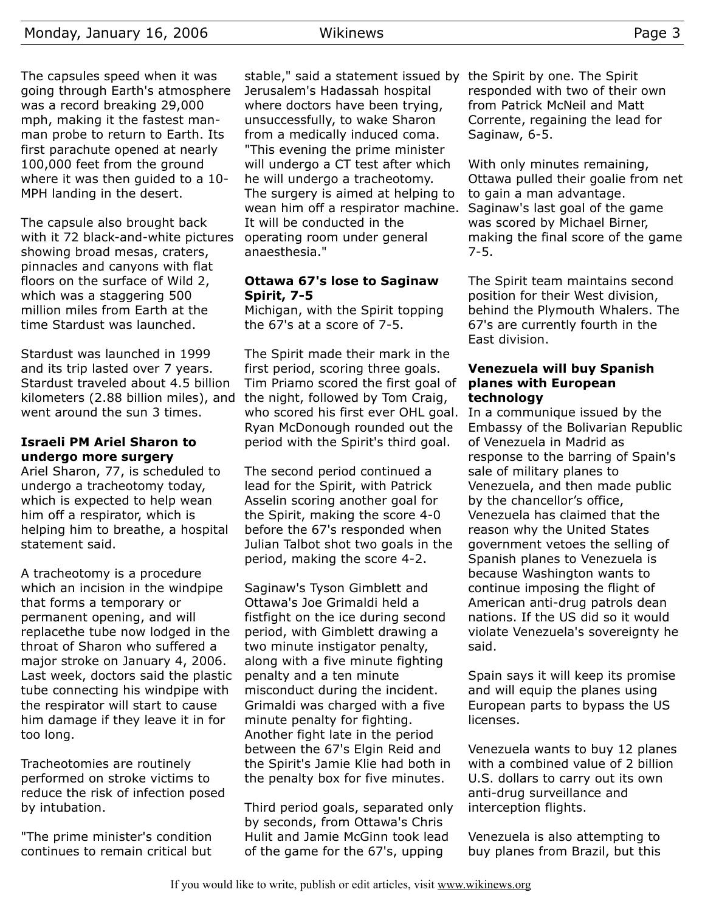The capsules speed when it was going through Earth's atmosphere was a record breaking 29,000 mph, making it the fastest man-man probe to return to Earth. Its first parachute opened at nearly 100,000 feet from the ground where it was then guided to a 10-MPH landing in the desert.

The capsule also brought back with it 72 black-and-white pictures showing broad mesas, craters, pinnacles and canyons with flat floors on the surface of Wild 2, which was a staggering 500 million miles from Earth at the time Stardust was launched.

Stardust was launched in 1999 and its trip lasted over 7 years. Stardust traveled about 4.5 billion kilometers (2.88 billion miles), and went around the sun 3 times.

### Israeli PM Ariel Sharon to undergo more surgery

Ariel Sharon, 77, is scheduled to undergo a tracheotomy today, which is expected to help wean him off a respirator, which is helping him to breathe, a hospital statement said.

A tracheotomy is a procedure which an incision in the windpipe that forms a temporary or permanent opening, and will replacethe tube now lodged in the throat of Sharon who suffered a major stroke on January 4, 2006. Last week, doctors said the plastic tube connecting his windpipe with the respirator will start to cause him damage if they leave it in for too long.

Tracheotomies are routinely performed on stroke victims to reduce the risk of infection posed by intubation.

"The prime minister's condition continues to remain critical but stable," said a statement issued by Jerusalem's Hadassah hospital where doctors have been trying, unsuccessfully, to wake Sharon from a medically induced coma. "This evening the prime minister will undergo a CT test after which he will undergo a tracheotomy. The surgery is aimed at helping to wean him off a respirator machine. It will be conducted in the operating room under general anaesthesia."

### Ottawa 67's lose to Saginaw Spirit, 7-5

Michigan, with the Spirit topping the 67's at a score of 7-5.

The Spirit made their mark in the first period, scoring three goals. Tim Priamo scored the first goal of the night, followed by Tom Craig, who scored his first ever OHL goal. Ryan McDonough rounded out the period with the Spirit's third goal.

The second period continued a lead for the Spirit, with Patrick Asselin scoring another goal for the Spirit, making the score 4-0 before the 67's responded when Julian Talbot shot two goals in the period, making the score 4-2.

Saginaw's Tyson Gimblett and Ottawa's Joe Grimaldi held a fistfight on the ice during second period, with Gimblett drawing a two minute instigator penalty, along with a five minute fighting penalty and a ten minute misconduct during the incident. Grimaldi was charged with a five minute penalty for fighting. Another fight late in the period between the 67's Elgin Reid and the Spirit's Jamie Klie had both in the penalty box for five minutes.

Third period goals, separated only by seconds, from Ottawa's Chris Hulit and Jamie McGinn took lead of the game for the 67's, upping the Spirit by one. The Spirit responded with two of their own from Patrick McNeil and Matt Corrente, regaining the lead for Saginaw, 6-5.

With only minutes remaining, Ottawa pulled their goalie from net to gain a man advantage. Saginaw's last goal of the game was scored by Michael Birner, making the final score of the game 7-5.

The Spirit team maintains second position for their West division, behind the Plymouth Whalers. The 67's are currently fourth in the East division.

### Venezuela will buy Spanish planes with European technology

In a communique issued by the Embassy of the Bolivarian Republic of Venezuela in Madrid as response to the barring of Spain's sale of military planes to Venezuela, and then made public by the chancellor's office, Venezuela has claimed that the reason why the United States government vetoes the selling of Spanish planes to Venezuela is because Washington wants to continue imposing the flight of American anti-drug patrols dean nations. If the US did so it would violate Venezuela's sovereignty he said.

Spain says it will keep its promise and will equip the planes using European parts to bypass the US licenses.

Venezuela wants to buy 12 planes with a combined value of 2 billion U.S. dollars to carry out its own anti-drug surveillance and interception flights.

Venezuela is also attempting to buy planes from Brazil, but this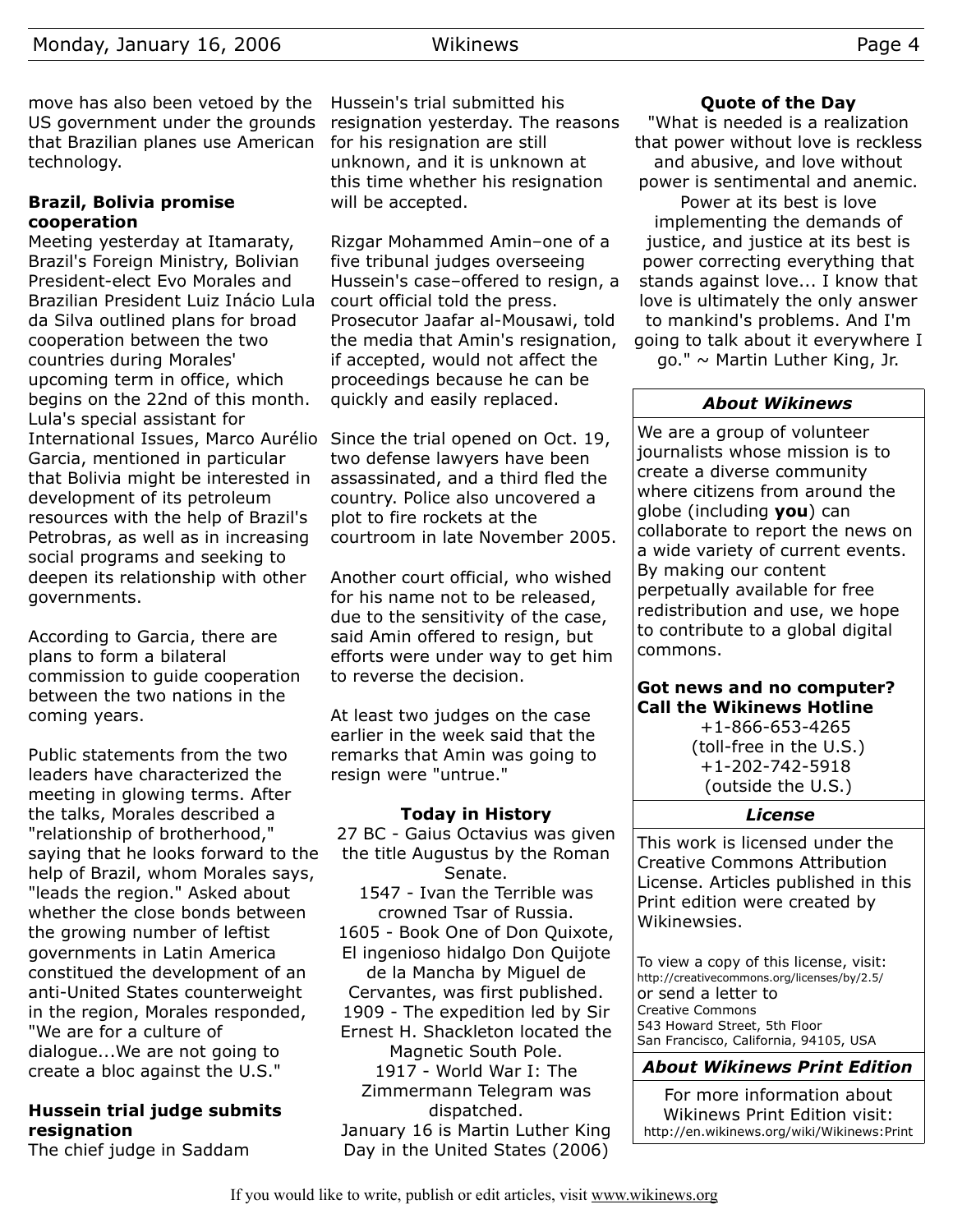move has also been vetoed by the US government under the grounds that Brazilian planes use American technology.

**Brazil, Bolivia promise cooperation**

Meeting yesterday at Itamaraty, Brazil's Foreign Ministry, Bolivian President-elect Evo Morales and Brazilian President Luiz Inácio Lula da Silva outlined plans for broad cooperation between the two countries during Morales' upcoming term in office, which begins on the 22nd of this month. Lula's special assistant for International Issues, Marco Aurélio Garcia, mentioned in particular that Bolivia might be interested in development of its petroleum resources with the help of Brazil's Petrobras, as well as in increasing social programs and seeking to deepen its relationship with other governments.

According to Garcia, there are plans to form a bilateral commission to guide cooperation between the two nations in the coming years.

Public statements from the two leaders have characterized the meeting in glowing terms. After the talks, Morales described a "relationship of brotherhood," saying that he looks forward to the help of Brazil, whom Morales says, "leads the region." Asked about whether the close bonds between the growing number of leftist governments in Latin America constitued the development of an anti-United States counterweight in the region, Morales responded, "We are for a culture of dialogue...We are not going to create a bloc against the U.S."

**Hussein trial judge submits resignation**

The chief judge in Saddam Hussein's trial submitted his resignation yesterday. The reasons for his resignation are still unknown, and it is unknown at this time whether his resignation will be accepted.

Rizgar Mohammed Amin–one of a five tribunal judges overseeing Hussein's case–offered to resign, a court official told the press. Prosecutor Jaafar al-Mousawi, told the media that Amin's resignation, if accepted, would not affect the proceedings because he can be quickly and easily replaced.

Since the trial opened on Oct. 19, two defense lawyers have been assassinated, and a third fled the country. Police also uncovered a plot to fire rockets at the courtroom in late November 2005.

Another court official, who wished for his name not to be released, due to the sensitivity of the case, said Amin offered to resign, but efforts were under way to get him to reverse the decision.

At least two judges on the case earlier in the week said that the remarks that Amin was going to resign were "untrue."

**Today in History**

27 BC - Gaius Octavius was given the title Augustus by the Roman Senate.
1547 - Ivan the Terrible was crowned Tsar of Russia.
1605 - Book One of Don Quixote, El ingenioso hidalgo Don Quijote de la Mancha by Miguel de Cervantes, was first published.
1909 - The expedition led by Sir Ernest H. Shackleton located the Magnetic South Pole.
1917 - World War I: The Zimmermann Telegram was dispatched.
January 16 is Martin Luther King Day in the United States (2006)

**Quote of the Day**

"What is needed is a realization that power without love is reckless and abusive, and love without power is sentimental and anemic. Power at its best is love implementing the demands of justice, and justice at its best is power correcting everything that stands against love... I know that love is ultimately the only answer to mankind's problems. And I'm going to talk about it everywhere I go." ~ Martin Luther King, Jr.

***About Wikinews***

We are a group of volunteer journalists whose mission is to create a diverse community where citizens from around the globe (including **you**) can collaborate to report the news on a wide variety of current events. By making our content perpetually available for free redistribution and use, we hope to contribute to a global digital commons.

**Got news and no computer? Call the Wikinews Hotline**

+1-866-653-4265
(toll-free in the U.S.)
+1-202-742-5918
(outside the U.S.)

***License***

This work is licensed under the Creative Commons Attribution License. Articles published in this Print edition were created by Wikinewsies.

To view a copy of this license, visit: http://creativecommons.org/licenses/by/2.5/
or send a letter to
Creative Commons
543 Howard Street, 5th Floor
San Francisco, California, 94105, USA

***About Wikinews Print Edition***

For more information about Wikinews Print Edition visit:
http://en.wikinews.org/wiki/Wikinews:Print

If you would like to write, publish or edit articles, visit www.wikinews.org